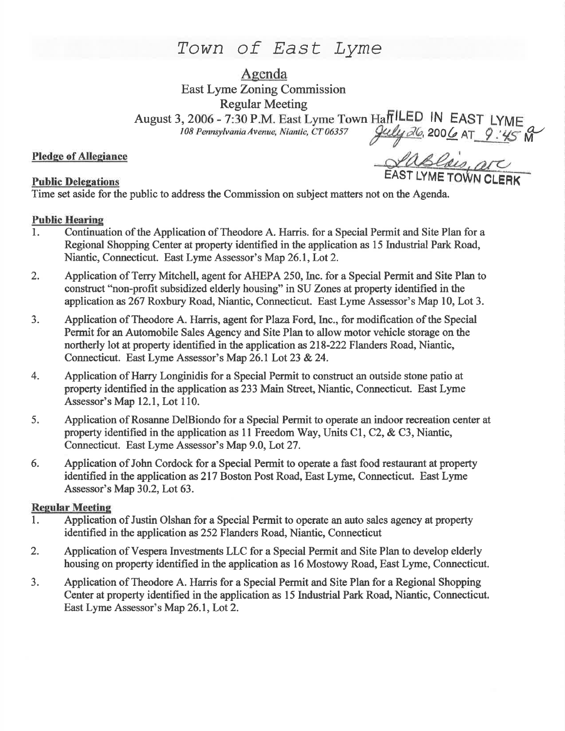# Town of East Lyme

## Agenda

East Lyme Zoning Commission
Regular Meeting
August 3, 2006 - 7:30 P.M. East Lyme Town Hall
*108 Pennsylvania Avenue, Niantic, CT 06357*

FILED IN EAST LYME
July 26, 2006 AT 9:45 AM
*[signature]*, asst
EAST LYME TOWN CLERK

**Pledge of Allegiance**

**Public Delegations**
Time set aside for the public to address the Commission on subject matters not on the Agenda.

**Public Hearing**

1. Continuation of the Application of Theodore A. Harris. for a Special Permit and Site Plan for a Regional Shopping Center at property identified in the application as 15 Industrial Park Road, Niantic, Connecticut. East Lyme Assessor's Map 26.1, Lot 2.
2. Application of Terry Mitchell, agent for AHEPA 250, Inc. for a Special Permit and Site Plan to construct "non-profit subsidized elderly housing" in SU Zones at property identified in the application as 267 Roxbury Road, Niantic, Connecticut. East Lyme Assessor's Map 10, Lot 3.
3. Application of Theodore A. Harris, agent for Plaza Ford, Inc., for modification of the Special Permit for an Automobile Sales Agency and Site Plan to allow motor vehicle storage on the northerly lot at property identified in the application as 218-222 Flanders Road, Niantic, Connecticut. East Lyme Assessor's Map 26.1 Lot 23 & 24.
4. Application of Harry Longinidis for a Special Permit to construct an outside stone patio at property identified in the application as 233 Main Street, Niantic, Connecticut. East Lyme Assessor's Map 12.1, Lot 110.
5. Application of Rosanne DelBiondo for a Special Permit to operate an indoor recreation center at property identified in the application as 11 Freedom Way, Units C1, C2, & C3, Niantic, Connecticut. East Lyme Assessor's Map 9.0, Lot 27.
6. Application of John Cordock for a Special Permit to operate a fast food restaurant at property identified in the application as 217 Boston Post Road, East Lyme, Connecticut. East Lyme Assessor's Map 30.2, Lot 63.

**Regular Meeting**

1. Application of Justin Olshan for a Special Permit to operate an auto sales agency at property identified in the application as 252 Flanders Road, Niantic, Connecticut
2. Application of Vespera Investments LLC for a Special Permit and Site Plan to develop elderly housing on property identified in the application as 16 Mostowy Road, East Lyme, Connecticut.
3. Application of Theodore A. Harris for a Special Permit and Site Plan for a Regional Shopping Center at property identified in the application as 15 Industrial Park Road, Niantic, Connecticut. East Lyme Assessor's Map 26.1, Lot 2.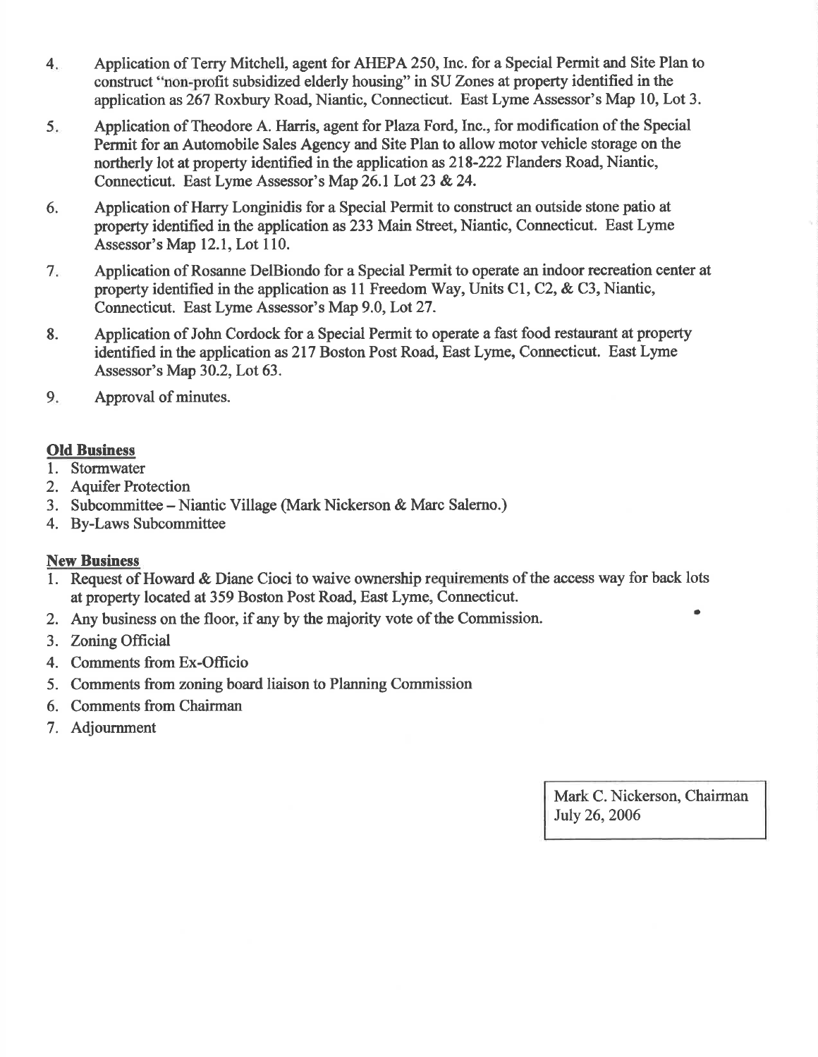4. Application of Terry Mitchell, agent for AHEPA 250, Inc. for a Special Permit and Site Plan to construct "non-profit subsidized elderly housing" in SU Zones at property identified in the application as 267 Roxbury Road, Niantic, Connecticut. East Lyme Assessor's Map 10, Lot 3.
5. Application of Theodore A. Harris, agent for Plaza Ford, Inc., for modification of the Special Permit for an Automobile Sales Agency and Site Plan to allow motor vehicle storage on the northerly lot at property identified in the application as 218-222 Flanders Road, Niantic, Connecticut. East Lyme Assessor's Map 26.1 Lot 23 & 24.
6. Application of Harry Longinidis for a Special Permit to construct an outside stone patio at property identified in the application as 233 Main Street, Niantic, Connecticut. East Lyme Assessor's Map 12.1, Lot 110.
7. Application of Rosanne DelBiondo for a Special Permit to operate an indoor recreation center at property identified in the application as 11 Freedom Way, Units C1, C2, & C3, Niantic, Connecticut. East Lyme Assessor's Map 9.0, Lot 27.
8. Application of John Cordock for a Special Permit to operate a fast food restaurant at property identified in the application as 217 Boston Post Road, East Lyme, Connecticut. East Lyme Assessor's Map 30.2, Lot 63.
9. Approval of minutes.

**Old Business**

1. Stormwater
2. Aquifer Protection
3. Subcommittee – Niantic Village (Mark Nickerson & Marc Salerno.)
4. By-Laws Subcommittee

**New Business**

1. Request of Howard & Diane Cioci to waive ownership requirements of the access way for back lots at property located at 359 Boston Post Road, East Lyme, Connecticut.
2. Any business on the floor, if any by the majority vote of the Commission.
3. Zoning Official
4. Comments from Ex-Officio
5. Comments from zoning board liaison to Planning Commission
6. Comments from Chairman
7. Adjournment

Mark C. Nickerson, Chairman
July 26, 2006